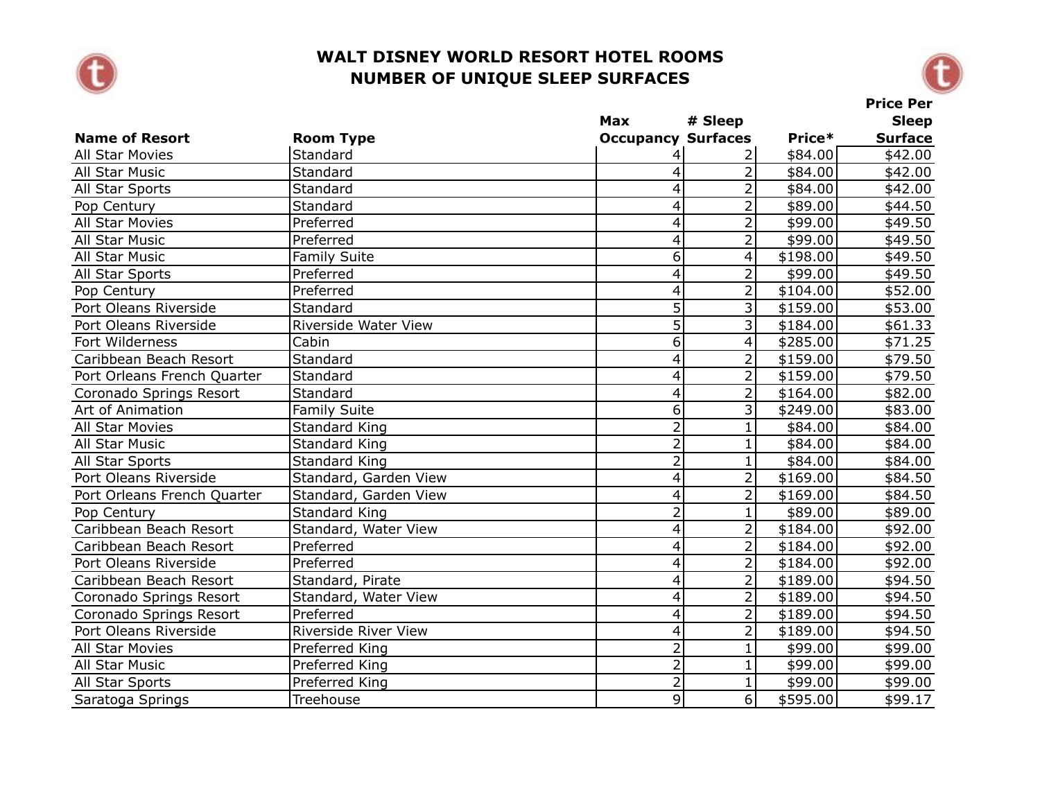# WALT DISNEY WORLD RESORT HOTEL ROOMS
# NUMBER OF UNIQUE SLEEP SURFACES

| Name of Resort | Room Type | Max Occupancy | # Sleep Surfaces | Price* | Price Per Sleep Surface |
|---|---|---|---|---|---|
| All Star Movies | Standard | 4 | 2 | $84.00 | $42.00 |
| All Star Music | Standard | 4 | 2 | $84.00 | $42.00 |
| All Star Sports | Standard | 4 | 2 | $84.00 | $42.00 |
| Pop Century | Standard | 4 | 2 | $89.00 | $44.50 |
| All Star Movies | Preferred | 4 | 2 | $99.00 | $49.50 |
| All Star Music | Preferred | 4 | 2 | $99.00 | $49.50 |
| All Star Music | Family Suite | 6 | 4 | $198.00 | $49.50 |
| All Star Sports | Preferred | 4 | 2 | $99.00 | $49.50 |
| Pop Century | Preferred | 4 | 2 | $104.00 | $52.00 |
| Port Oleans Riverside | Standard | 5 | 3 | $159.00 | $53.00 |
| Port Oleans Riverside | Riverside Water View | 5 | 3 | $184.00 | $61.33 |
| Fort Wilderness | Cabin | 6 | 4 | $285.00 | $71.25 |
| Caribbean Beach Resort | Standard | 4 | 2 | $159.00 | $79.50 |
| Port Orleans French Quarter | Standard | 4 | 2 | $159.00 | $79.50 |
| Coronado Springs Resort | Standard | 4 | 2 | $164.00 | $82.00 |
| Art of Animation | Family Suite | 6 | 3 | $249.00 | $83.00 |
| All Star Movies | Standard King | 2 | 1 | $84.00 | $84.00 |
| All Star Music | Standard King | 2 | 1 | $84.00 | $84.00 |
| All Star Sports | Standard King | 2 | 1 | $84.00 | $84.00 |
| Port Oleans Riverside | Standard, Garden View | 4 | 2 | $169.00 | $84.50 |
| Port Orleans French Quarter | Standard, Garden View | 4 | 2 | $169.00 | $84.50 |
| Pop Century | Standard King | 2 | 1 | $89.00 | $89.00 |
| Caribbean Beach Resort | Standard, Water View | 4 | 2 | $184.00 | $92.00 |
| Caribbean Beach Resort | Preferred | 4 | 2 | $184.00 | $92.00 |
| Port Oleans Riverside | Preferred | 4 | 2 | $184.00 | $92.00 |
| Caribbean Beach Resort | Standard, Pirate | 4 | 2 | $189.00 | $94.50 |
| Coronado Springs Resort | Standard, Water View | 4 | 2 | $189.00 | $94.50 |
| Coronado Springs Resort | Preferred | 4 | 2 | $189.00 | $94.50 |
| Port Oleans Riverside | Riverside River View | 4 | 2 | $189.00 | $94.50 |
| All Star Movies | Preferred King | 2 | 1 | $99.00 | $99.00 |
| All Star Music | Preferred King | 2 | 1 | $99.00 | $99.00 |
| All Star Sports | Preferred King | 2 | 1 | $99.00 | $99.00 |
| Saratoga Springs | Treehouse | 9 | 6 | $595.00 | $99.17 |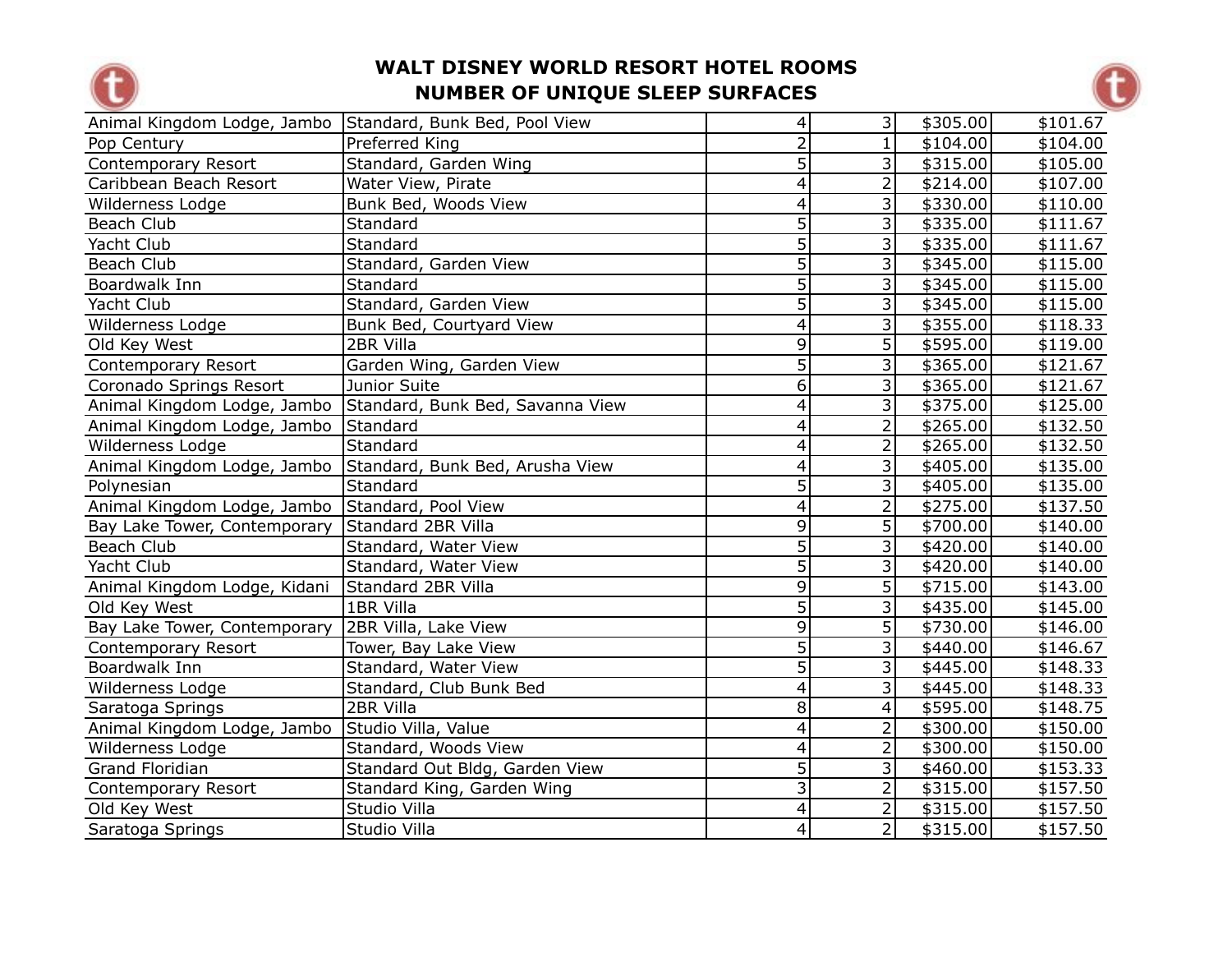# WALT DISNEY WORLD RESORT HOTEL ROOMS
# NUMBER OF UNIQUE SLEEP SURFACES

| | | | | | |
|---|---|---|---|---|---|
| Animal Kingdom Lodge, Jambo | Standard, Bunk Bed, Pool View | 4 | 3 | $305.00 | $101.67 |
| Pop Century | Preferred King | 2 | 1 | $104.00 | $104.00 |
| Contemporary Resort | Standard, Garden Wing | 5 | 3 | $315.00 | $105.00 |
| Caribbean Beach Resort | Water View, Pirate | 4 | 2 | $214.00 | $107.00 |
| Wilderness Lodge | Bunk Bed, Woods View | 4 | 3 | $330.00 | $110.00 |
| Beach Club | Standard | 5 | 3 | $335.00 | $111.67 |
| Yacht Club | Standard | 5 | 3 | $335.00 | $111.67 |
| Beach Club | Standard, Garden View | 5 | 3 | $345.00 | $115.00 |
| Boardwalk Inn | Standard | 5 | 3 | $345.00 | $115.00 |
| Yacht Club | Standard, Garden View | 5 | 3 | $345.00 | $115.00 |
| Wilderness Lodge | Bunk Bed, Courtyard View | 4 | 3 | $355.00 | $118.33 |
| Old Key West | 2BR Villa | 9 | 5 | $595.00 | $119.00 |
| Contemporary Resort | Garden Wing, Garden View | 5 | 3 | $365.00 | $121.67 |
| Coronado Springs Resort | Junior Suite | 6 | 3 | $365.00 | $121.67 |
| Animal Kingdom Lodge, Jambo | Standard, Bunk Bed, Savanna View | 4 | 3 | $375.00 | $125.00 |
| Animal Kingdom Lodge, Jambo | Standard | 4 | 2 | $265.00 | $132.50 |
| Wilderness Lodge | Standard | 4 | 2 | $265.00 | $132.50 |
| Animal Kingdom Lodge, Jambo | Standard, Bunk Bed, Arusha View | 4 | 3 | $405.00 | $135.00 |
| Polynesian | Standard | 5 | 3 | $405.00 | $135.00 |
| Animal Kingdom Lodge, Jambo | Standard, Pool View | 4 | 2 | $275.00 | $137.50 |
| Bay Lake Tower, Contemporary | Standard 2BR Villa | 9 | 5 | $700.00 | $140.00 |
| Beach Club | Standard, Water View | 5 | 3 | $420.00 | $140.00 |
| Yacht Club | Standard, Water View | 5 | 3 | $420.00 | $140.00 |
| Animal Kingdom Lodge, Kidani | Standard 2BR Villa | 9 | 5 | $715.00 | $143.00 |
| Old Key West | 1BR Villa | 5 | 3 | $435.00 | $145.00 |
| Bay Lake Tower, Contemporary | 2BR Villa, Lake View | 9 | 5 | $730.00 | $146.00 |
| Contemporary Resort | Tower, Bay Lake View | 5 | 3 | $440.00 | $146.67 |
| Boardwalk Inn | Standard, Water View | 5 | 3 | $445.00 | $148.33 |
| Wilderness Lodge | Standard, Club Bunk Bed | 4 | 3 | $445.00 | $148.33 |
| Saratoga Springs | 2BR Villa | 8 | 4 | $595.00 | $148.75 |
| Animal Kingdom Lodge, Jambo | Studio Villa, Value | 4 | 2 | $300.00 | $150.00 |
| Wilderness Lodge | Standard, Woods View | 4 | 2 | $300.00 | $150.00 |
| Grand Floridian | Standard Out Bldg, Garden View | 5 | 3 | $460.00 | $153.33 |
| Contemporary Resort | Standard King, Garden Wing | 3 | 2 | $315.00 | $157.50 |
| Old Key West | Studio Villa | 4 | 2 | $315.00 | $157.50 |
| Saratoga Springs | Studio Villa | 4 | 2 | $315.00 | $157.50 |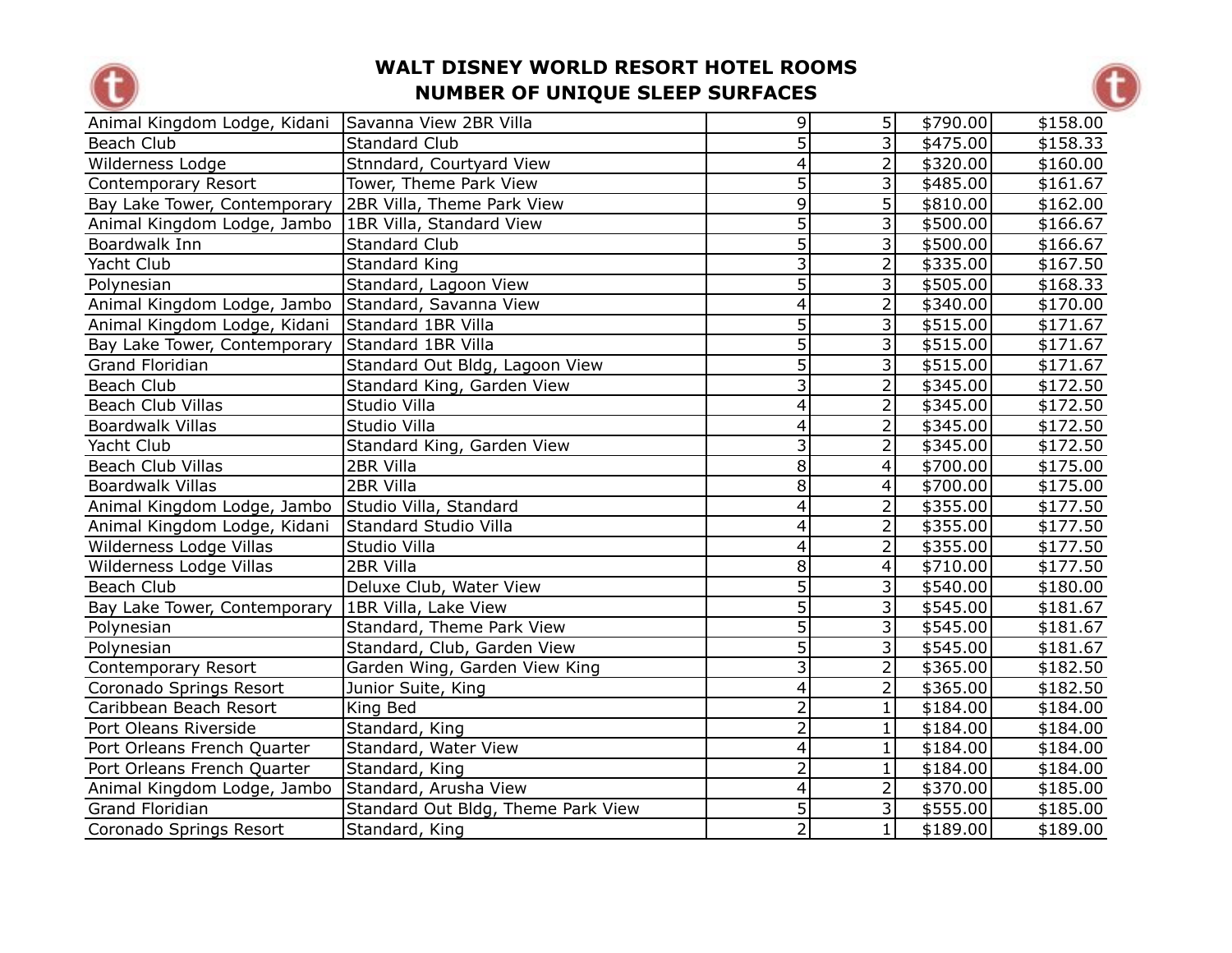# WALT DISNEY WORLD RESORT HOTEL ROOMS
# NUMBER OF UNIQUE SLEEP SURFACES

| | | | | | |
|---|---|---|---|---|---|
| Animal Kingdom Lodge, Kidani | Savanna View 2BR Villa | 9 | 5 | $790.00 | $158.00 |
| Beach Club | Standard Club | 5 | 3 | $475.00 | $158.33 |
| Wilderness Lodge | Stnndard, Courtyard View | 4 | 2 | $320.00 | $160.00 |
| Contemporary Resort | Tower, Theme Park View | 5 | 3 | $485.00 | $161.67 |
| Bay Lake Tower, Contemporary | 2BR Villa, Theme Park View | 9 | 5 | $810.00 | $162.00 |
| Animal Kingdom Lodge, Jambo | 1BR Villa, Standard View | 5 | 3 | $500.00 | $166.67 |
| Boardwalk Inn | Standard Club | 5 | 3 | $500.00 | $166.67 |
| Yacht Club | Standard King | 3 | 2 | $335.00 | $167.50 |
| Polynesian | Standard, Lagoon View | 5 | 3 | $505.00 | $168.33 |
| Animal Kingdom Lodge, Jambo | Standard, Savanna View | 4 | 2 | $340.00 | $170.00 |
| Animal Kingdom Lodge, Kidani | Standard 1BR Villa | 5 | 3 | $515.00 | $171.67 |
| Bay Lake Tower, Contemporary | Standard 1BR Villa | 5 | 3 | $515.00 | $171.67 |
| Grand Floridian | Standard Out Bldg, Lagoon View | 5 | 3 | $515.00 | $171.67 |
| Beach Club | Standard King, Garden View | 3 | 2 | $345.00 | $172.50 |
| Beach Club Villas | Studio Villa | 4 | 2 | $345.00 | $172.50 |
| Boardwalk Villas | Studio Villa | 4 | 2 | $345.00 | $172.50 |
| Yacht Club | Standard King, Garden View | 3 | 2 | $345.00 | $172.50 |
| Beach Club Villas | 2BR Villa | 8 | 4 | $700.00 | $175.00 |
| Boardwalk Villas | 2BR Villa | 8 | 4 | $700.00 | $175.00 |
| Animal Kingdom Lodge, Jambo | Studio Villa, Standard | 4 | 2 | $355.00 | $177.50 |
| Animal Kingdom Lodge, Kidani | Standard Studio Villa | 4 | 2 | $355.00 | $177.50 |
| Wilderness Lodge Villas | Studio Villa | 4 | 2 | $355.00 | $177.50 |
| Wilderness Lodge Villas | 2BR Villa | 8 | 4 | $710.00 | $177.50 |
| Beach Club | Deluxe Club, Water View | 5 | 3 | $540.00 | $180.00 |
| Bay Lake Tower, Contemporary | 1BR Villa, Lake View | 5 | 3 | $545.00 | $181.67 |
| Polynesian | Standard, Theme Park View | 5 | 3 | $545.00 | $181.67 |
| Polynesian | Standard, Club, Garden View | 5 | 3 | $545.00 | $181.67 |
| Contemporary Resort | Garden Wing, Garden View King | 3 | 2 | $365.00 | $182.50 |
| Coronado Springs Resort | Junior Suite, King | 4 | 2 | $365.00 | $182.50 |
| Caribbean Beach Resort | King Bed | 2 | 1 | $184.00 | $184.00 |
| Port Oleans Riverside | Standard, King | 2 | 1 | $184.00 | $184.00 |
| Port Orleans French Quarter | Standard, Water View | 4 | 1 | $184.00 | $184.00 |
| Port Orleans French Quarter | Standard, King | 2 | 1 | $184.00 | $184.00 |
| Animal Kingdom Lodge, Jambo | Standard, Arusha View | 4 | 2 | $370.00 | $185.00 |
| Grand Floridian | Standard Out Bldg, Theme Park View | 5 | 3 | $555.00 | $185.00 |
| Coronado Springs Resort | Standard, King | 2 | 1 | $189.00 | $189.00 |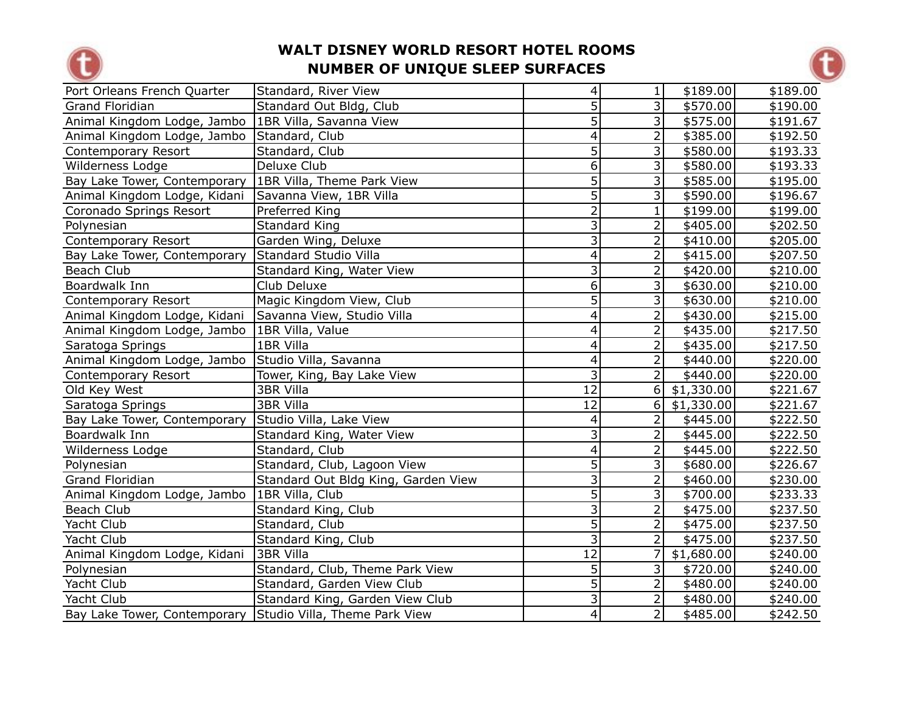# WALT DISNEY WORLD RESORT HOTEL ROOMS
## NUMBER OF UNIQUE SLEEP SURFACES

| | | | | | |
|---|---|---|---|---|---|
| Port Orleans French Quarter | Standard, River View | 4 | 1 | $189.00 | $189.00 |
| Grand Floridian | Standard Out Bldg, Club | 5 | 3 | $570.00 | $190.00 |
| Animal Kingdom Lodge, Jambo | 1BR Villa, Savanna View | 5 | 3 | $575.00 | $191.67 |
| Animal Kingdom Lodge, Jambo | Standard, Club | 4 | 2 | $385.00 | $192.50 |
| Contemporary Resort | Standard, Club | 5 | 3 | $580.00 | $193.33 |
| Wilderness Lodge | Deluxe Club | 6 | 3 | $580.00 | $193.33 |
| Bay Lake Tower, Contemporary | 1BR Villa, Theme Park View | 5 | 3 | $585.00 | $195.00 |
| Animal Kingdom Lodge, Kidani | Savanna View, 1BR Villa | 5 | 3 | $590.00 | $196.67 |
| Coronado Springs Resort | Preferred King | 2 | 1 | $199.00 | $199.00 |
| Polynesian | Standard King | 3 | 2 | $405.00 | $202.50 |
| Contemporary Resort | Garden Wing, Deluxe | 3 | 2 | $410.00 | $205.00 |
| Bay Lake Tower, Contemporary | Standard Studio Villa | 4 | 2 | $415.00 | $207.50 |
| Beach Club | Standard King, Water View | 3 | 2 | $420.00 | $210.00 |
| Boardwalk Inn | Club Deluxe | 6 | 3 | $630.00 | $210.00 |
| Contemporary Resort | Magic Kingdom View, Club | 5 | 3 | $630.00 | $210.00 |
| Animal Kingdom Lodge, Kidani | Savanna View, Studio Villa | 4 | 2 | $430.00 | $215.00 |
| Animal Kingdom Lodge, Jambo | 1BR Villa, Value | 4 | 2 | $435.00 | $217.50 |
| Saratoga Springs | 1BR Villa | 4 | 2 | $435.00 | $217.50 |
| Animal Kingdom Lodge, Jambo | Studio Villa, Savanna | 4 | 2 | $440.00 | $220.00 |
| Contemporary Resort | Tower, King, Bay Lake View | 3 | 2 | $440.00 | $220.00 |
| Old Key West | 3BR Villa | 12 | 6 | $1,330.00 | $221.67 |
| Saratoga Springs | 3BR Villa | 12 | 6 | $1,330.00 | $221.67 |
| Bay Lake Tower, Contemporary | Studio Villa, Lake View | 4 | 2 | $445.00 | $222.50 |
| Boardwalk Inn | Standard King, Water View | 3 | 2 | $445.00 | $222.50 |
| Wilderness Lodge | Standard, Club | 4 | 2 | $445.00 | $222.50 |
| Polynesian | Standard, Club, Lagoon View | 5 | 3 | $680.00 | $226.67 |
| Grand Floridian | Standard Out Bldg King, Garden View | 3 | 2 | $460.00 | $230.00 |
| Animal Kingdom Lodge, Jambo | 1BR Villa, Club | 5 | 3 | $700.00 | $233.33 |
| Beach Club | Standard King, Club | 3 | 2 | $475.00 | $237.50 |
| Yacht Club | Standard, Club | 5 | 2 | $475.00 | $237.50 |
| Yacht Club | Standard King, Club | 3 | 2 | $475.00 | $237.50 |
| Animal Kingdom Lodge, Kidani | 3BR Villa | 12 | 7 | $1,680.00 | $240.00 |
| Polynesian | Standard, Club, Theme Park View | 5 | 3 | $720.00 | $240.00 |
| Yacht Club | Standard, Garden View Club | 5 | 2 | $480.00 | $240.00 |
| Yacht Club | Standard King, Garden View Club | 3 | 2 | $480.00 | $240.00 |
| Bay Lake Tower, Contemporary | Studio Villa, Theme Park View | 4 | 2 | $485.00 | $242.50 |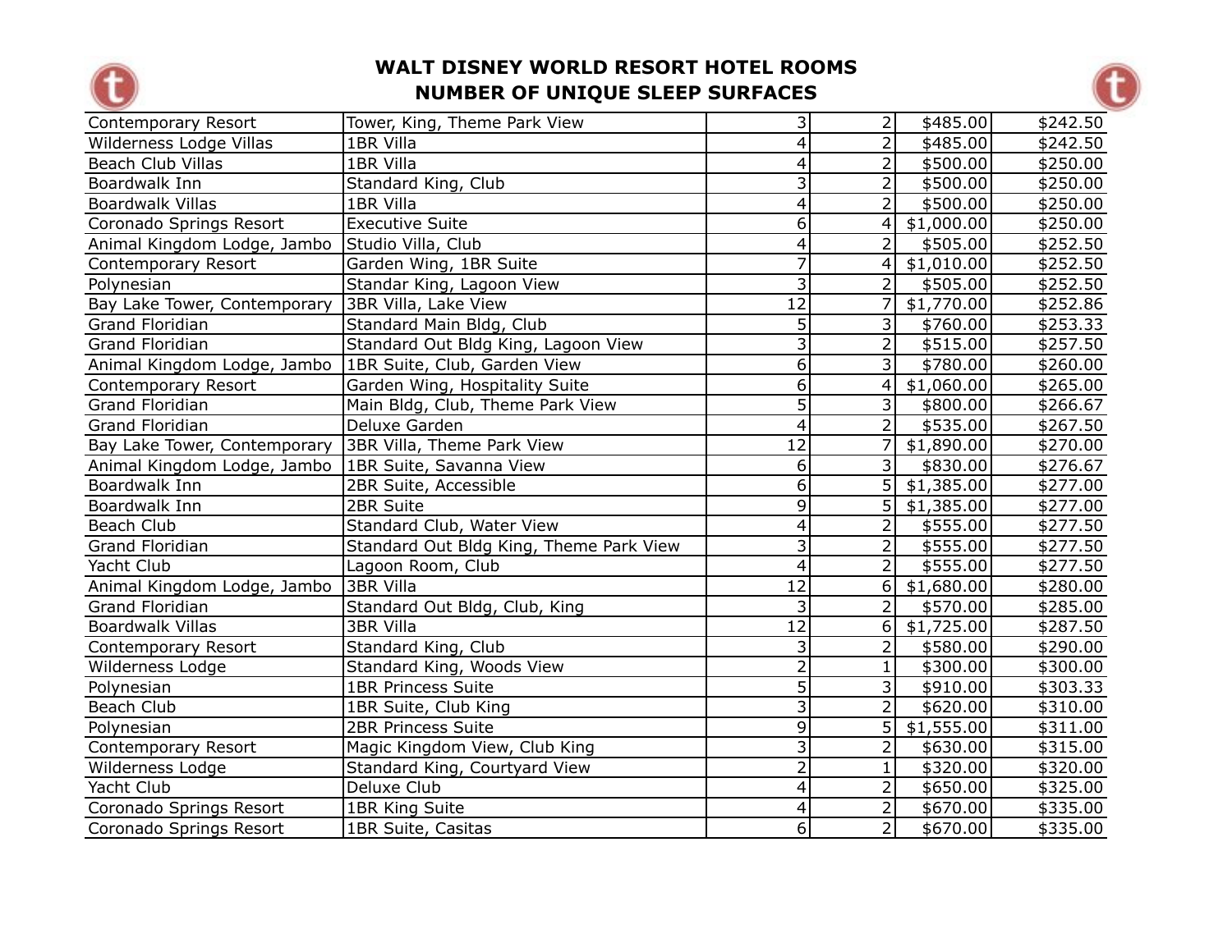# WALT DISNEY WORLD RESORT HOTEL ROOMS
## NUMBER OF UNIQUE SLEEP SURFACES

| | | | | | |
|---|---|---|---|---|---|
| Contemporary Resort | Tower, King, Theme Park View | 3 | 2 | $485.00 | $242.50 |
| Wilderness Lodge Villas | 1BR Villa | 4 | 2 | $485.00 | $242.50 |
| Beach Club Villas | 1BR Villa | 4 | 2 | $500.00 | $250.00 |
| Boardwalk Inn | Standard King, Club | 3 | 2 | $500.00 | $250.00 |
| Boardwalk Villas | 1BR Villa | 4 | 2 | $500.00 | $250.00 |
| Coronado Springs Resort | Executive Suite | 6 | 4 | $1,000.00 | $250.00 |
| Animal Kingdom Lodge, Jambo | Studio Villa, Club | 4 | 2 | $505.00 | $252.50 |
| Contemporary Resort | Garden Wing, 1BR Suite | 7 | 4 | $1,010.00 | $252.50 |
| Polynesian | Standar King, Lagoon View | 3 | 2 | $505.00 | $252.50 |
| Bay Lake Tower, Contemporary | 3BR Villa, Lake View | 12 | 7 | $1,770.00 | $252.86 |
| Grand Floridian | Standard Main Bldg, Club | 5 | 3 | $760.00 | $253.33 |
| Grand Floridian | Standard Out Bldg King, Lagoon View | 3 | 2 | $515.00 | $257.50 |
| Animal Kingdom Lodge, Jambo | 1BR Suite, Club, Garden View | 6 | 3 | $780.00 | $260.00 |
| Contemporary Resort | Garden Wing, Hospitality Suite | 6 | 4 | $1,060.00 | $265.00 |
| Grand Floridian | Main Bldg, Club, Theme Park View | 5 | 3 | $800.00 | $266.67 |
| Grand Floridian | Deluxe Garden | 4 | 2 | $535.00 | $267.50 |
| Bay Lake Tower, Contemporary | 3BR Villa, Theme Park View | 12 | 7 | $1,890.00 | $270.00 |
| Animal Kingdom Lodge, Jambo | 1BR Suite, Savanna View | 6 | 3 | $830.00 | $276.67 |
| Boardwalk Inn | 2BR Suite, Accessible | 6 | 5 | $1,385.00 | $277.00 |
| Boardwalk Inn | 2BR Suite | 9 | 5 | $1,385.00 | $277.00 |
| Beach Club | Standard Club, Water View | 4 | 2 | $555.00 | $277.50 |
| Grand Floridian | Standard Out Bldg King, Theme Park View | 3 | 2 | $555.00 | $277.50 |
| Yacht Club | Lagoon Room, Club | 4 | 2 | $555.00 | $277.50 |
| Animal Kingdom Lodge, Jambo | 3BR Villa | 12 | 6 | $1,680.00 | $280.00 |
| Grand Floridian | Standard Out Bldg, Club, King | 3 | 2 | $570.00 | $285.00 |
| Boardwalk Villas | 3BR Villa | 12 | 6 | $1,725.00 | $287.50 |
| Contemporary Resort | Standard King, Club | 3 | 2 | $580.00 | $290.00 |
| Wilderness Lodge | Standard King, Woods View | 2 | 1 | $300.00 | $300.00 |
| Polynesian | 1BR Princess Suite | 5 | 3 | $910.00 | $303.33 |
| Beach Club | 1BR Suite, Club King | 3 | 2 | $620.00 | $310.00 |
| Polynesian | 2BR Princess Suite | 9 | 5 | $1,555.00 | $311.00 |
| Contemporary Resort | Magic Kingdom View, Club King | 3 | 2 | $630.00 | $315.00 |
| Wilderness Lodge | Standard King, Courtyard View | 2 | 1 | $320.00 | $320.00 |
| Yacht Club | Deluxe Club | 4 | 2 | $650.00 | $325.00 |
| Coronado Springs Resort | 1BR King Suite | 4 | 2 | $670.00 | $335.00 |
| Coronado Springs Resort | 1BR Suite, Casitas | 6 | 2 | $670.00 | $335.00 |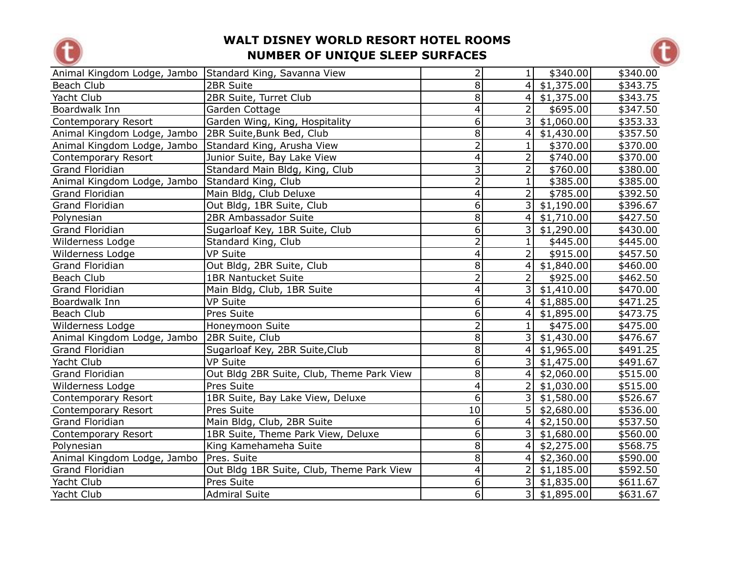# WALT DISNEY WORLD RESORT HOTEL ROOMS
## NUMBER OF UNIQUE SLEEP SURFACES

| | | | | | |
|---|---|---|---|---|---|
| Animal Kingdom Lodge, Jambo | Standard King, Savanna View | 2 | 1 | $340.00 | $340.00 |
| Beach Club | 2BR Suite | 8 | 4 | $1,375.00 | $343.75 |
| Yacht Club | 2BR Suite, Turret Club | 8 | 4 | $1,375.00 | $343.75 |
| Boardwalk Inn | Garden Cottage | 4 | 2 | $695.00 | $347.50 |
| Contemporary Resort | Garden Wing, King, Hospitality | 6 | 3 | $1,060.00 | $353.33 |
| Animal Kingdom Lodge, Jambo | 2BR Suite,Bunk Bed, Club | 8 | 4 | $1,430.00 | $357.50 |
| Animal Kingdom Lodge, Jambo | Standard King, Arusha View | 2 | 1 | $370.00 | $370.00 |
| Contemporary Resort | Junior Suite, Bay Lake View | 4 | 2 | $740.00 | $370.00 |
| Grand Floridian | Standard Main Bldg, King, Club | 3 | 2 | $760.00 | $380.00 |
| Animal Kingdom Lodge, Jambo | Standard King, Club | 2 | 1 | $385.00 | $385.00 |
| Grand Floridian | Main Bldg, Club Deluxe | 4 | 2 | $785.00 | $392.50 |
| Grand Floridian | Out Bldg, 1BR Suite, Club | 6 | 3 | $1,190.00 | $396.67 |
| Polynesian | 2BR Ambassador Suite | 8 | 4 | $1,710.00 | $427.50 |
| Grand Floridian | Sugarloaf Key, 1BR Suite, Club | 6 | 3 | $1,290.00 | $430.00 |
| Wilderness Lodge | Standard King, Club | 2 | 1 | $445.00 | $445.00 |
| Wilderness Lodge | VP Suite | 4 | 2 | $915.00 | $457.50 |
| Grand Floridian | Out Bldg, 2BR Suite, Club | 8 | 4 | $1,840.00 | $460.00 |
| Beach Club | 1BR Nantucket Suite | 2 | 2 | $925.00 | $462.50 |
| Grand Floridian | Main Bldg, Club, 1BR Suite | 4 | 3 | $1,410.00 | $470.00 |
| Boardwalk Inn | VP Suite | 6 | 4 | $1,885.00 | $471.25 |
| Beach Club | Pres Suite | 6 | 4 | $1,895.00 | $473.75 |
| Wilderness Lodge | Honeymoon Suite | 2 | 1 | $475.00 | $475.00 |
| Animal Kingdom Lodge, Jambo | 2BR Suite, Club | 8 | 3 | $1,430.00 | $476.67 |
| Grand Floridian | Sugarloaf Key, 2BR Suite,Club | 8 | 4 | $1,965.00 | $491.25 |
| Yacht Club | VP Suite | 6 | 3 | $1,475.00 | $491.67 |
| Grand Floridian | Out Bldg 2BR Suite, Club, Theme Park View | 8 | 4 | $2,060.00 | $515.00 |
| Wilderness Lodge | Pres Suite | 4 | 2 | $1,030.00 | $515.00 |
| Contemporary Resort | 1BR Suite, Bay Lake View, Deluxe | 6 | 3 | $1,580.00 | $526.67 |
| Contemporary Resort | Pres Suite | 10 | 5 | $2,680.00 | $536.00 |
| Grand Floridian | Main Bldg, Club, 2BR Suite | 6 | 4 | $2,150.00 | $537.50 |
| Contemporary Resort | 1BR Suite, Theme Park View, Deluxe | 6 | 3 | $1,680.00 | $560.00 |
| Polynesian | King Kamehameha Suite | 8 | 4 | $2,275.00 | $568.75 |
| Animal Kingdom Lodge, Jambo | Pres. Suite | 8 | 4 | $2,360.00 | $590.00 |
| Grand Floridian | Out Bldg 1BR Suite, Club, Theme Park View | 4 | 2 | $1,185.00 | $592.50 |
| Yacht Club | Pres Suite | 6 | 3 | $1,835.00 | $611.67 |
| Yacht Club | Admiral Suite | 6 | 3 | $1,895.00 | $631.67 |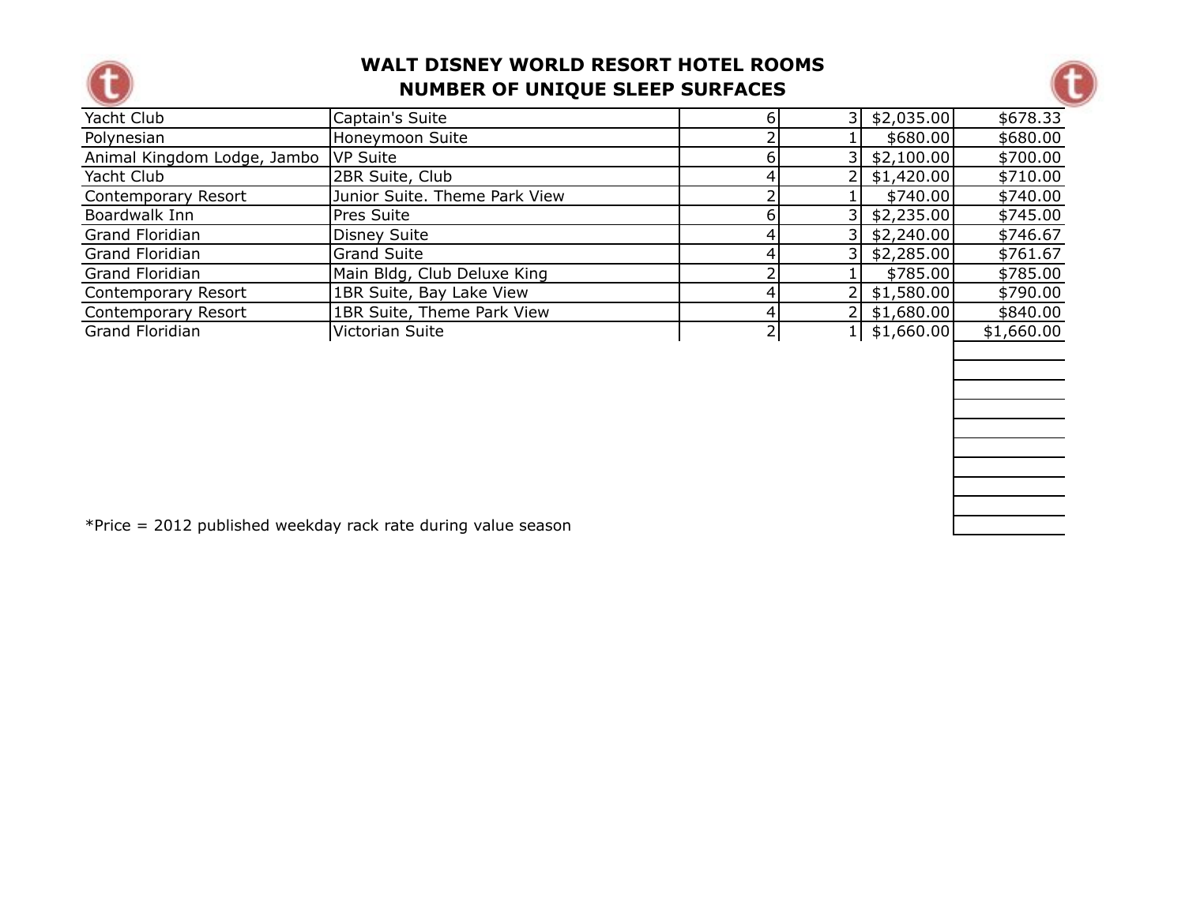# WALT DISNEY WORLD RESORT HOTEL ROOMS
## NUMBER OF UNIQUE SLEEP SURFACES

| | | | | | |
|---|---|---|---|---|---|
| Yacht Club | Captain's Suite | 6 | 3 | $2,035.00 | $678.33 |
| Polynesian | Honeymoon Suite | 2 | 1 | $680.00 | $680.00 |
| Animal Kingdom Lodge, Jambo | VP Suite | 6 | 3 | $2,100.00 | $700.00 |
| Yacht Club | 2BR Suite, Club | 4 | 2 | $1,420.00 | $710.00 |
| Contemporary Resort | Junior Suite. Theme Park View | 2 | 1 | $740.00 | $740.00 |
| Boardwalk Inn | Pres Suite | 6 | 3 | $2,235.00 | $745.00 |
| Grand Floridian | Disney Suite | 4 | 3 | $2,240.00 | $746.67 |
| Grand Floridian | Grand Suite | 4 | 3 | $2,285.00 | $761.67 |
| Grand Floridian | Main Bldg, Club Deluxe King | 2 | 1 | $785.00 | $785.00 |
| Contemporary Resort | 1BR Suite, Bay Lake View | 4 | 2 | $1,580.00 | $790.00 |
| Contemporary Resort | 1BR Suite, Theme Park View | 4 | 2 | $1,680.00 | $840.00 |
| Grand Floridian | Victorian Suite | 2 | 1 | $1,660.00 | $1,660.00 |

*Price = 2012 published weekday rack rate during value season